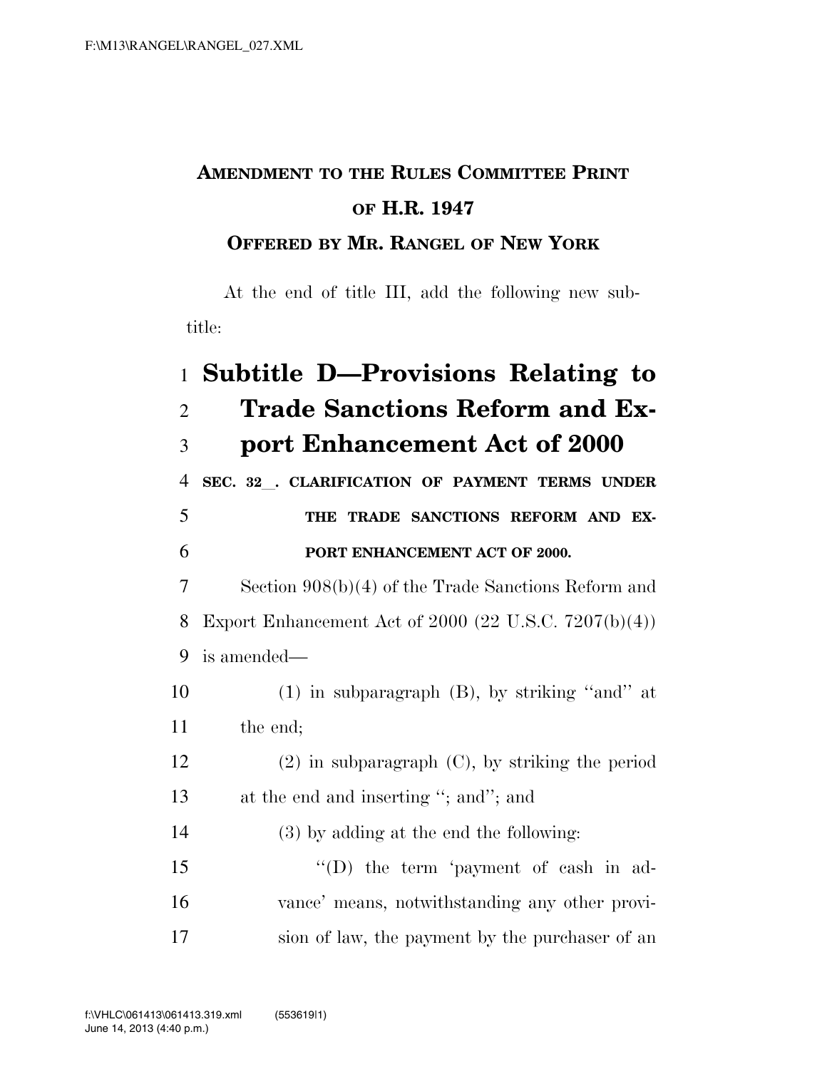**AMENDMENT TO THE RULES COMMITTEE PRINT OF H.R. 1947**

**OFFERED BY MR. RANGEL OF NEW YORK**

At the end of title III, add the following new subtitle:

# Subtitle D—Provisions Relating to Trade Sanctions Reform and Export Enhancement Act of 2000

**SEC. 32\_\_. CLARIFICATION OF PAYMENT TERMS UNDER THE TRADE SANCTIONS REFORM AND EXPORT ENHANCEMENT ACT OF 2000.**

Section 908(b)(4) of the Trade Sanctions Reform and Export Enhancement Act of 2000 (22 U.S.C. 7207(b)(4)) is amended—

(1) in subparagraph (B), by striking ''and'' at the end;

(2) in subparagraph (C), by striking the period at the end and inserting ''; and''; and

(3) by adding at the end the following:

''(D) the term 'payment of cash in advance' means, notwithstanding any other provision of law, the payment by the purchaser of an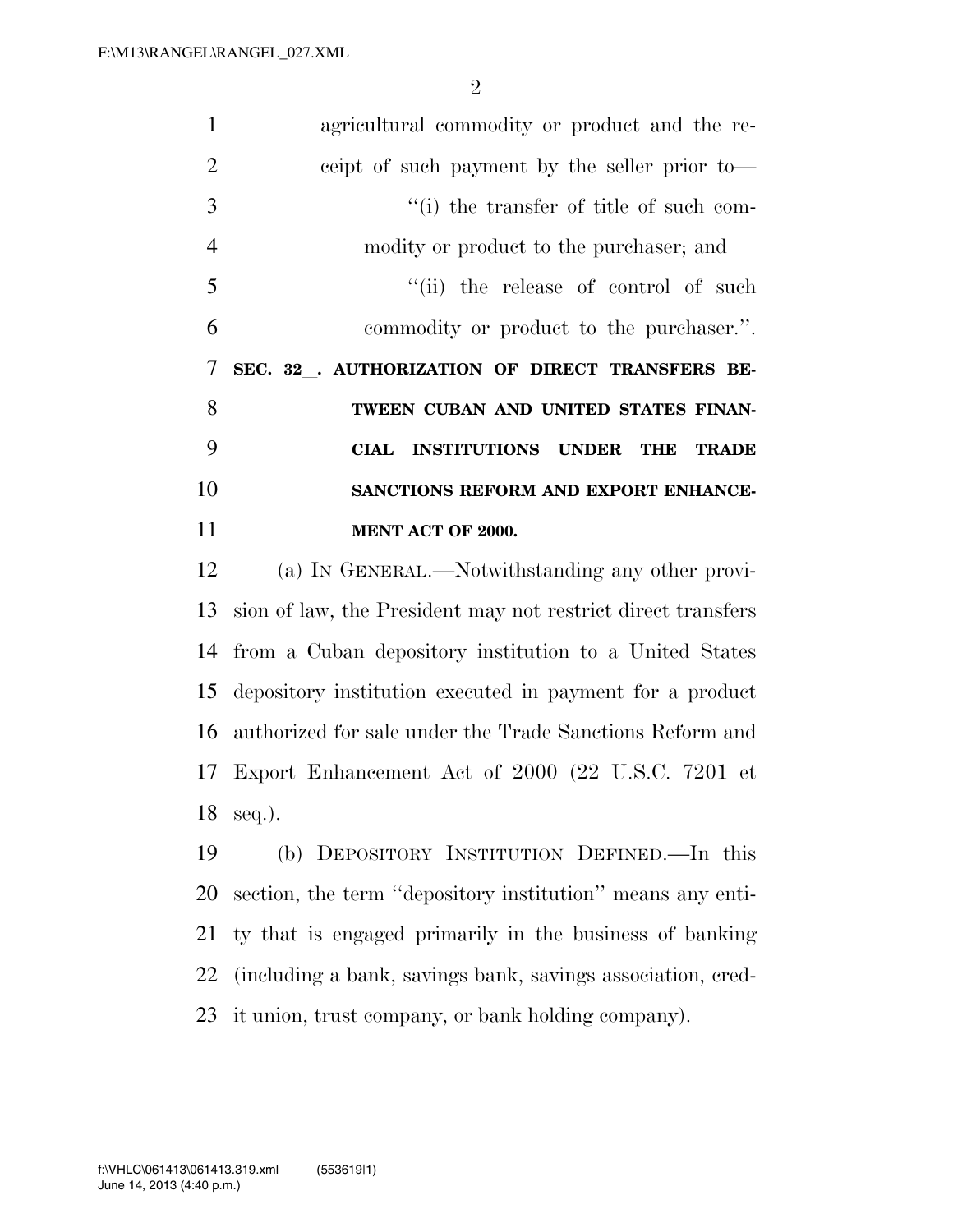agricultural commodity or product and the receipt of such payment by the seller prior to—

''(i) the transfer of title of such commodity or product to the purchaser; and

''(ii) the release of control of such commodity or product to the purchaser.''.

**SEC. 32_. AUTHORIZATION OF DIRECT TRANSFERS BETWEEN CUBAN AND UNITED STATES FINANCIAL INSTITUTIONS UNDER THE TRADE SANCTIONS REFORM AND EXPORT ENHANCEMENT ACT OF 2000.**

(a) IN GENERAL.—Notwithstanding any other provision of law, the President may not restrict direct transfers from a Cuban depository institution to a United States depository institution executed in payment for a product authorized for sale under the Trade Sanctions Reform and Export Enhancement Act of 2000 (22 U.S.C. 7201 et seq.).

(b) DEPOSITORY INSTITUTION DEFINED.—In this section, the term ''depository institution'' means any entity that is engaged primarily in the business of banking (including a bank, savings bank, savings association, credit union, trust company, or bank holding company).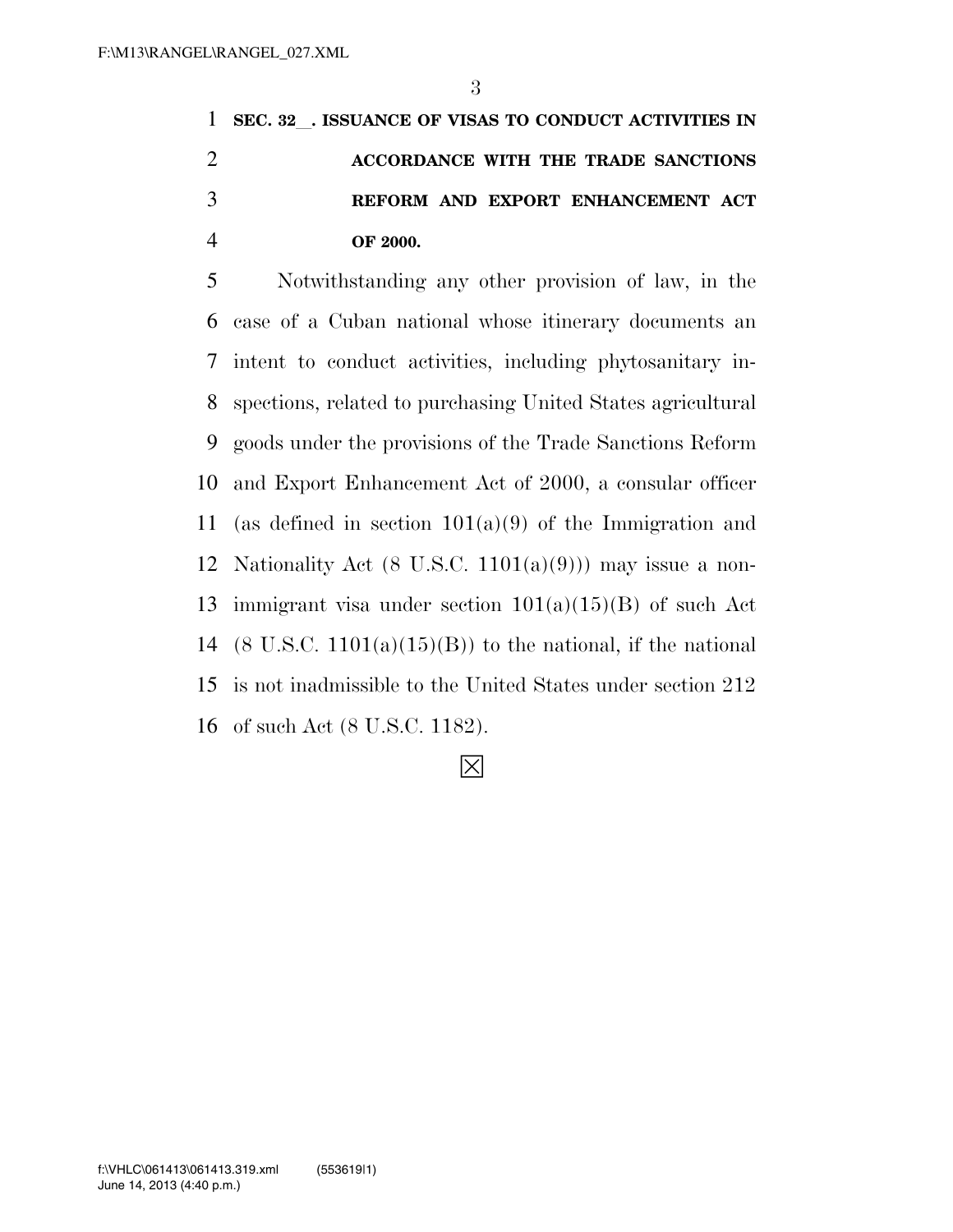**SEC. 32__. ISSUANCE OF VISAS TO CONDUCT ACTIVITIES IN ACCORDANCE WITH THE TRADE SANCTIONS REFORM AND EXPORT ENHANCEMENT ACT OF 2000.**

Notwithstanding any other provision of law, in the case of a Cuban national whose itinerary documents an intent to conduct activities, including phytosanitary inspections, related to purchasing United States agricultural goods under the provisions of the Trade Sanctions Reform and Export Enhancement Act of 2000, a consular officer (as defined in section 101(a)(9) of the Immigration and Nationality Act (8 U.S.C. 1101(a)(9))) may issue a nonimmigrant visa under section 101(a)(15)(B) of such Act (8 U.S.C. 1101(a)(15)(B)) to the national, if the national is not inadmissible to the United States under section 212 of such Act (8 U.S.C. 1182).

☒